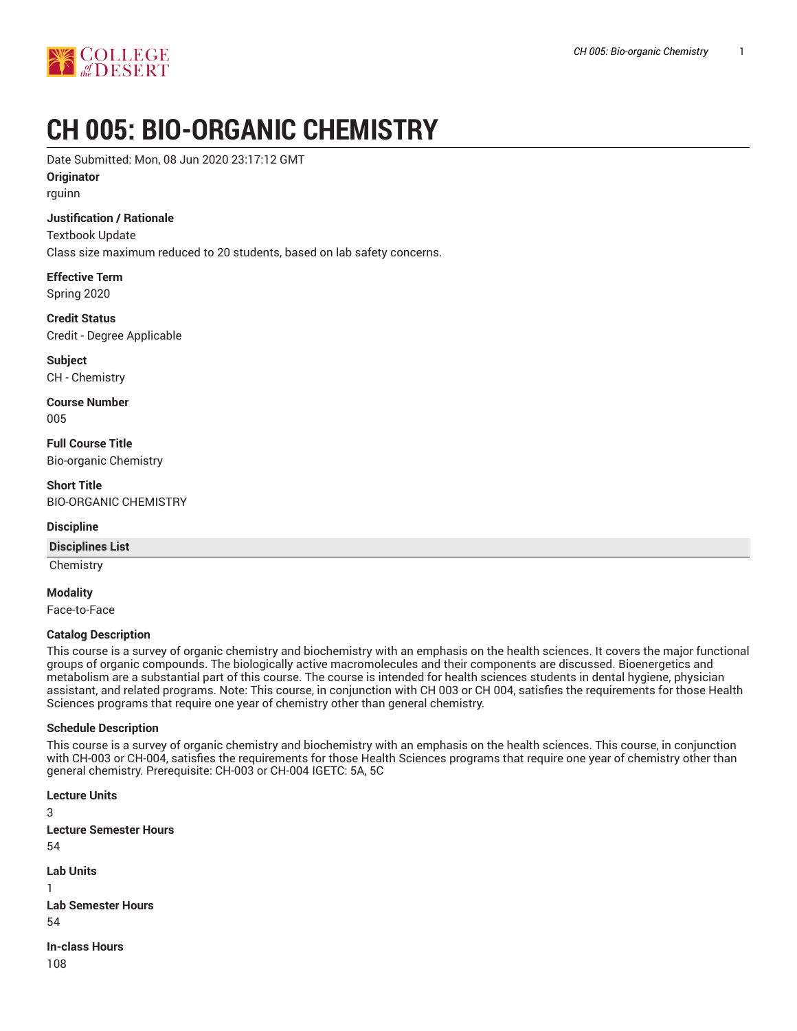# CH 005: BIO-ORGANIC CHEMISTRY

Date Submitted: Mon, 08 Jun 2020 23:17:12 GMT

**Originator**

rguinn

**Justification / Rationale**

Textbook Update

Class size maximum reduced to 20 students, based on lab safety concerns.

**Effective Term**

Spring 2020

**Credit Status**

Credit - Degree Applicable

**Subject**

CH - Chemistry

**Course Number**

005

**Full Course Title**

Bio-organic Chemistry

**Short Title**

BIO-ORGANIC CHEMISTRY

**Discipline**

| Disciplines List |
|---|
| Chemistry |

**Modality**

Face-to-Face

**Catalog Description**

This course is a survey of organic chemistry and biochemistry with an emphasis on the health sciences. It covers the major functional groups of organic compounds. The biologically active macromolecules and their components are discussed. Bioenergetics and metabolism are a substantial part of this course. The course is intended for health sciences students in dental hygiene, physician assistant, and related programs. Note: This course, in conjunction with CH 003 or CH 004, satisfies the requirements for those Health Sciences programs that require one year of chemistry other than general chemistry.

**Schedule Description**

This course is a survey of organic chemistry and biochemistry with an emphasis on the health sciences. This course, in conjunction with CH-003 or CH-004, satisfies the requirements for those Health Sciences programs that require one year of chemistry other than general chemistry. Prerequisite: CH-003 or CH-004 IGETC: 5A, 5C

**Lecture Units**

3

**Lecture Semester Hours**

54

**Lab Units**

1

**Lab Semester Hours**

54

**In-class Hours**

108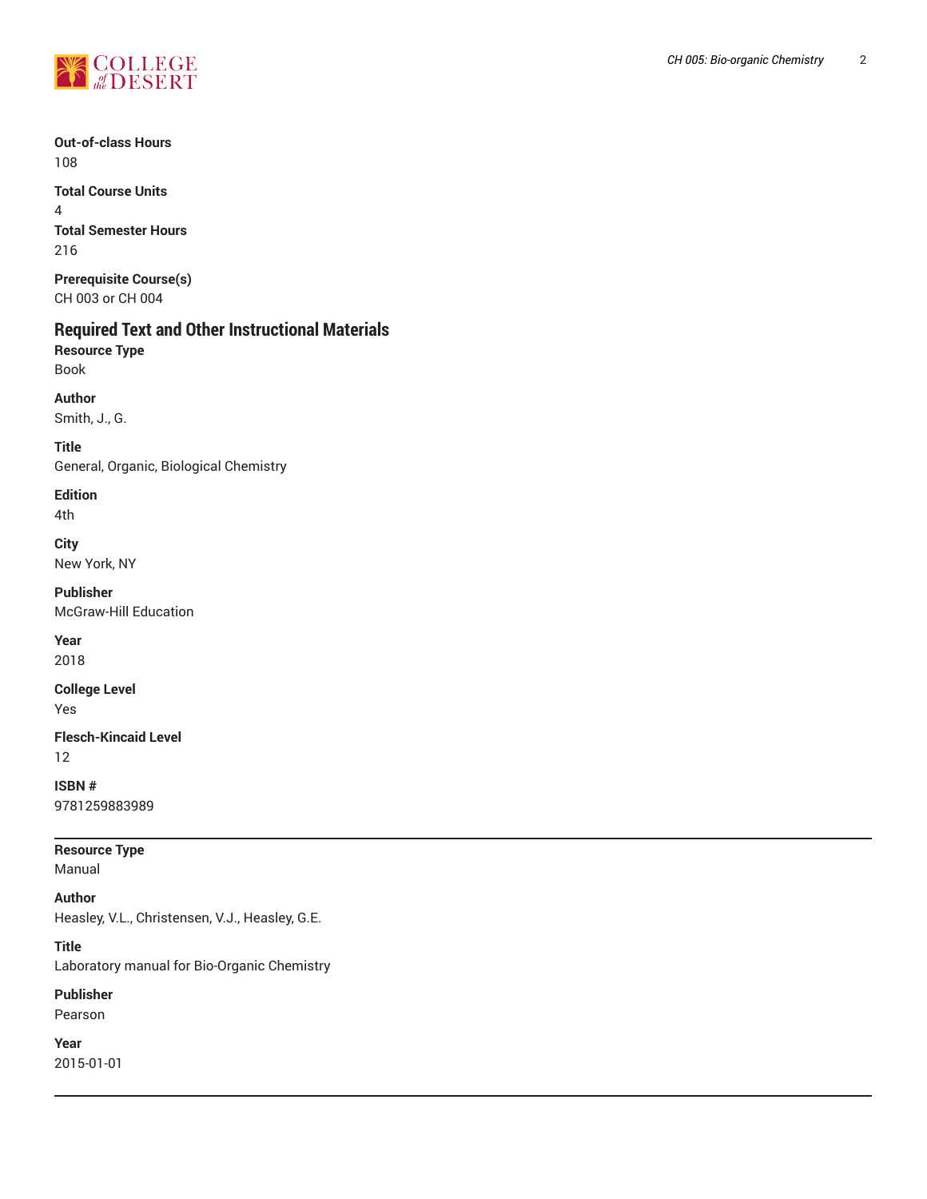**Out-of-class Hours**
108

**Total Course Units**
4

**Total Semester Hours**
216

**Prerequisite Course(s)**
CH 003 or CH 004

## Required Text and Other Instructional Materials

**Resource Type**
Book

**Author**
Smith, J., G.

**Title**
General, Organic, Biological Chemistry

**Edition**
4th

**City**
New York, NY

**Publisher**
McGraw-Hill Education

**Year**
2018

**College Level**
Yes

**Flesch-Kincaid Level**
12

**ISBN #**
9781259883989

---

**Resource Type**
Manual

**Author**
Heasley, V.L., Christensen, V.J., Heasley, G.E.

**Title**
Laboratory manual for Bio-Organic Chemistry

**Publisher**
Pearson

**Year**
2015-01-01

---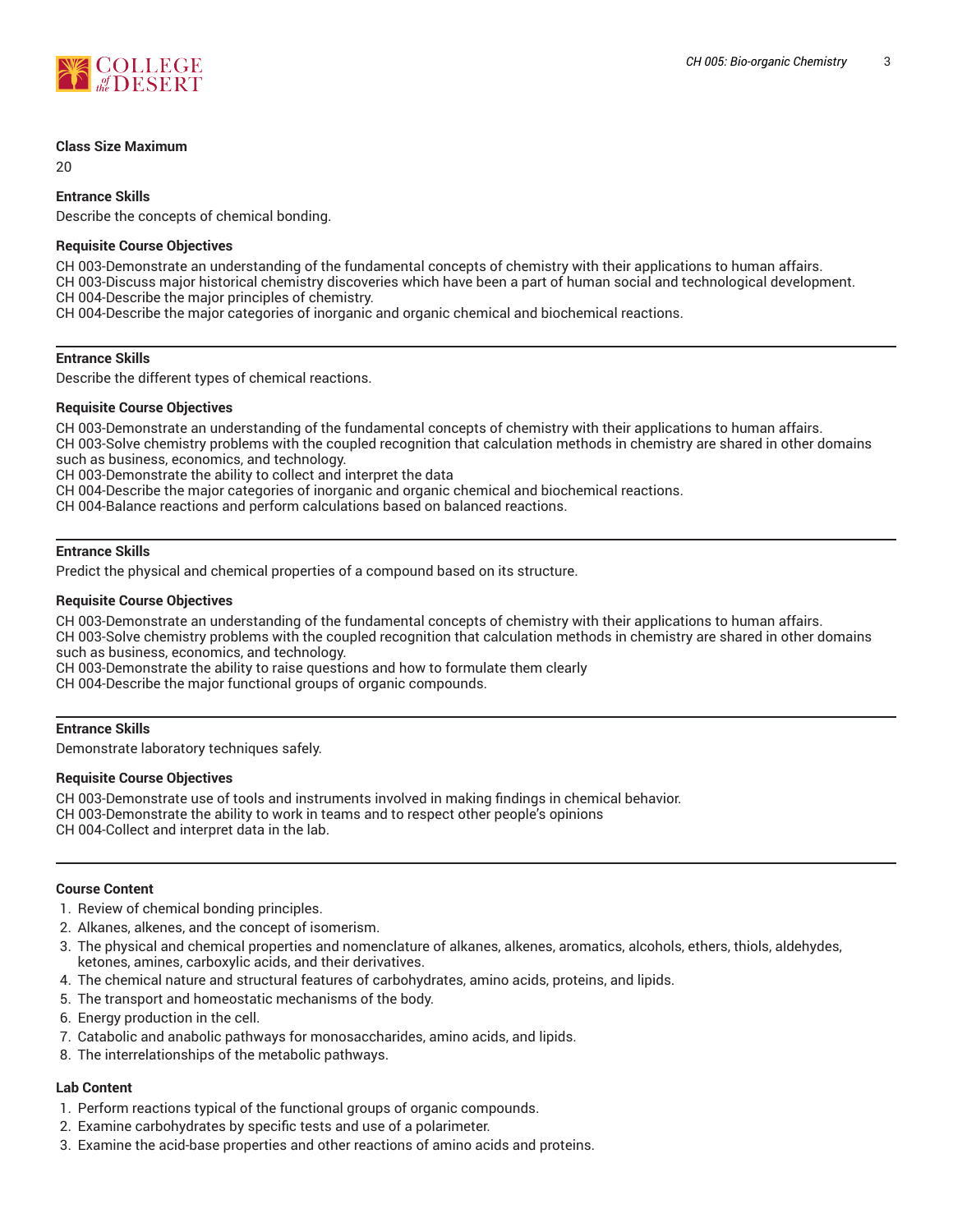**Class Size Maximum**

20

**Entrance Skills**

Describe the concepts of chemical bonding.

**Requisite Course Objectives**

CH 003-Demonstrate an understanding of the fundamental concepts of chemistry with their applications to human affairs.
CH 003-Discuss major historical chemistry discoveries which have been a part of human social and technological development.
CH 004-Describe the major principles of chemistry.
CH 004-Describe the major categories of inorganic and organic chemical and biochemical reactions.

---

**Entrance Skills**

Describe the different types of chemical reactions.

**Requisite Course Objectives**

CH 003-Demonstrate an understanding of the fundamental concepts of chemistry with their applications to human affairs.
CH 003-Solve chemistry problems with the coupled recognition that calculation methods in chemistry are shared in other domains such as business, economics, and technology.
CH 003-Demonstrate the ability to collect and interpret the data
CH 004-Describe the major categories of inorganic and organic chemical and biochemical reactions.
CH 004-Balance reactions and perform calculations based on balanced reactions.

---

**Entrance Skills**

Predict the physical and chemical properties of a compound based on its structure.

**Requisite Course Objectives**

CH 003-Demonstrate an understanding of the fundamental concepts of chemistry with their applications to human affairs.
CH 003-Solve chemistry problems with the coupled recognition that calculation methods in chemistry are shared in other domains such as business, economics, and technology.
CH 003-Demonstrate the ability to raise questions and how to formulate them clearly
CH 004-Describe the major functional groups of organic compounds.

---

**Entrance Skills**

Demonstrate laboratory techniques safely.

**Requisite Course Objectives**

CH 003-Demonstrate use of tools and instruments involved in making findings in chemical behavior.
CH 003-Demonstrate the ability to work in teams and to respect other people's opinions
CH 004-Collect and interpret data in the lab.

---

**Course Content**

1. Review of chemical bonding principles.
2. Alkanes, alkenes, and the concept of isomerism.
3. The physical and chemical properties and nomenclature of alkanes, alkenes, aromatics, alcohols, ethers, thiols, aldehydes, ketones, amines, carboxylic acids, and their derivatives.
4. The chemical nature and structural features of carbohydrates, amino acids, proteins, and lipids.
5. The transport and homeostatic mechanisms of the body.
6. Energy production in the cell.
7. Catabolic and anabolic pathways for monosaccharides, amino acids, and lipids.
8. The interrelationships of the metabolic pathways.

**Lab Content**

1. Perform reactions typical of the functional groups of organic compounds.
2. Examine carbohydrates by specific tests and use of a polarimeter.
3. Examine the acid-base properties and other reactions of amino acids and proteins.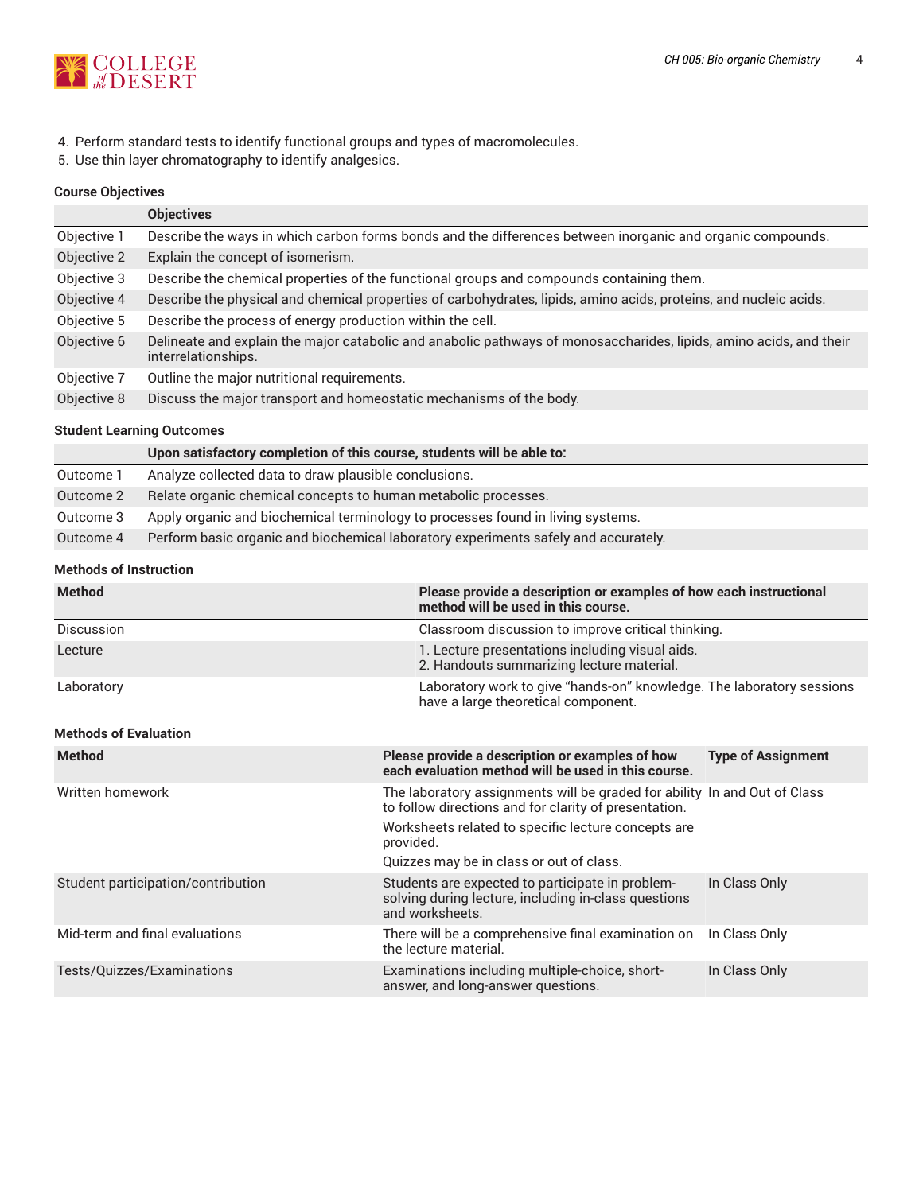4. Perform standard tests to identify functional groups and types of macromolecules.
5. Use thin layer chromatography to identify analgesics.

## Course Objectives

| | Objectives |
|---|---|
| Objective 1 | Describe the ways in which carbon forms bonds and the differences between inorganic and organic compounds. |
| Objective 2 | Explain the concept of isomerism. |
| Objective 3 | Describe the chemical properties of the functional groups and compounds containing them. |
| Objective 4 | Describe the physical and chemical properties of carbohydrates, lipids, amino acids, proteins, and nucleic acids. |
| Objective 5 | Describe the process of energy production within the cell. |
| Objective 6 | Delineate and explain the major catabolic and anabolic pathways of monosaccharides, lipids, amino acids, and their interrelationships. |
| Objective 7 | Outline the major nutritional requirements. |
| Objective 8 | Discuss the major transport and homeostatic mechanisms of the body. |

## Student Learning Outcomes

| | Upon satisfactory completion of this course, students will be able to: |
|---|---|
| Outcome 1 | Analyze collected data to draw plausible conclusions. |
| Outcome 2 | Relate organic chemical concepts to human metabolic processes. |
| Outcome 3 | Apply organic and biochemical terminology to processes found in living systems. |
| Outcome 4 | Perform basic organic and biochemical laboratory experiments safely and accurately. |

## Methods of Instruction

| Method | Please provide a description or examples of how each instructional method will be used in this course. |
|---|---|
| Discussion | Classroom discussion to improve critical thinking. |
| Lecture | 1. Lecture presentations including visual aids.<br>2. Handouts summarizing lecture material. |
| Laboratory | Laboratory work to give “hands-on” knowledge. The laboratory sessions have a large theoretical component. |

## Methods of Evaluation

| Method | Please provide a description or examples of how each evaluation method will be used in this course. | Type of Assignment |
|---|---|---|
| Written homework | The laboratory assignments will be graded for ability to follow directions and for clarity of presentation.<br>Worksheets related to specific lecture concepts are provided.<br>Quizzes may be in class or out of class. | In and Out of Class |
| Student participation/contribution | Students are expected to participate in problem-solving during lecture, including in-class questions and worksheets. | In Class Only |
| Mid-term and final evaluations | There will be a comprehensive final examination on the lecture material. | In Class Only |
| Tests/Quizzes/Examinations | Examinations including multiple-choice, short-answer, and long-answer questions. | In Class Only |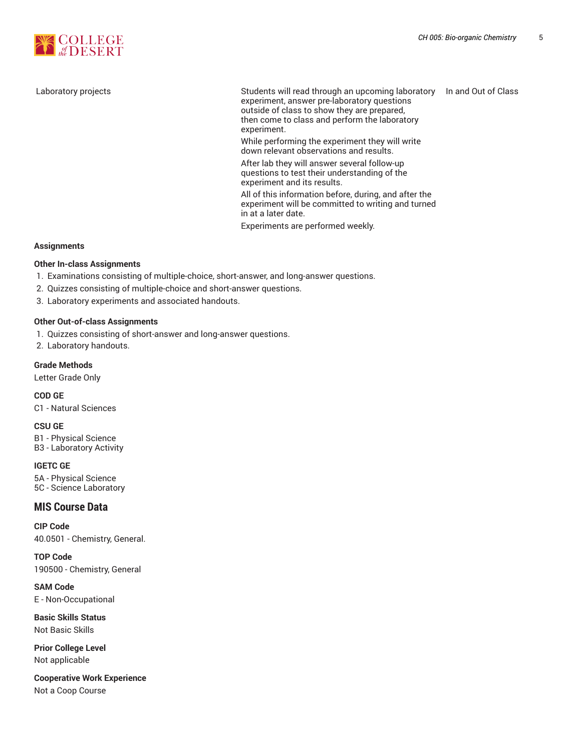| | | |
|---|---|---|
| Laboratory projects | Students will read through an upcoming laboratory experiment, answer pre-laboratory questions outside of class to show they are prepared, then come to class and perform the laboratory experiment.<br>While performing the experiment they will write down relevant observations and results.<br>After lab they will answer several follow-up questions to test their understanding of the experiment and its results.<br>All of this information before, during, and after the experiment will be committed to writing and turned in at a later date.<br>Experiments are performed weekly. | In and Out of Class |

**Assignments**

**Other In-class Assignments**

1. Examinations consisting of multiple-choice, short-answer, and long-answer questions.
2. Quizzes consisting of multiple-choice and short-answer questions.
3. Laboratory experiments and associated handouts.

**Other Out-of-class Assignments**

1. Quizzes consisting of short-answer and long-answer questions.
2. Laboratory handouts.

**Grade Methods**

Letter Grade Only

**COD GE**

C1 - Natural Sciences

**CSU GE**

B1 - Physical Science
B3 - Laboratory Activity

**IGETC GE**

5A - Physical Science
5C - Science Laboratory

## MIS Course Data

**CIP Code**

40.0501 - Chemistry, General.

**TOP Code**

190500 - Chemistry, General

**SAM Code**

E - Non-Occupational

**Basic Skills Status**

Not Basic Skills

**Prior College Level**

Not applicable

**Cooperative Work Experience**

Not a Coop Course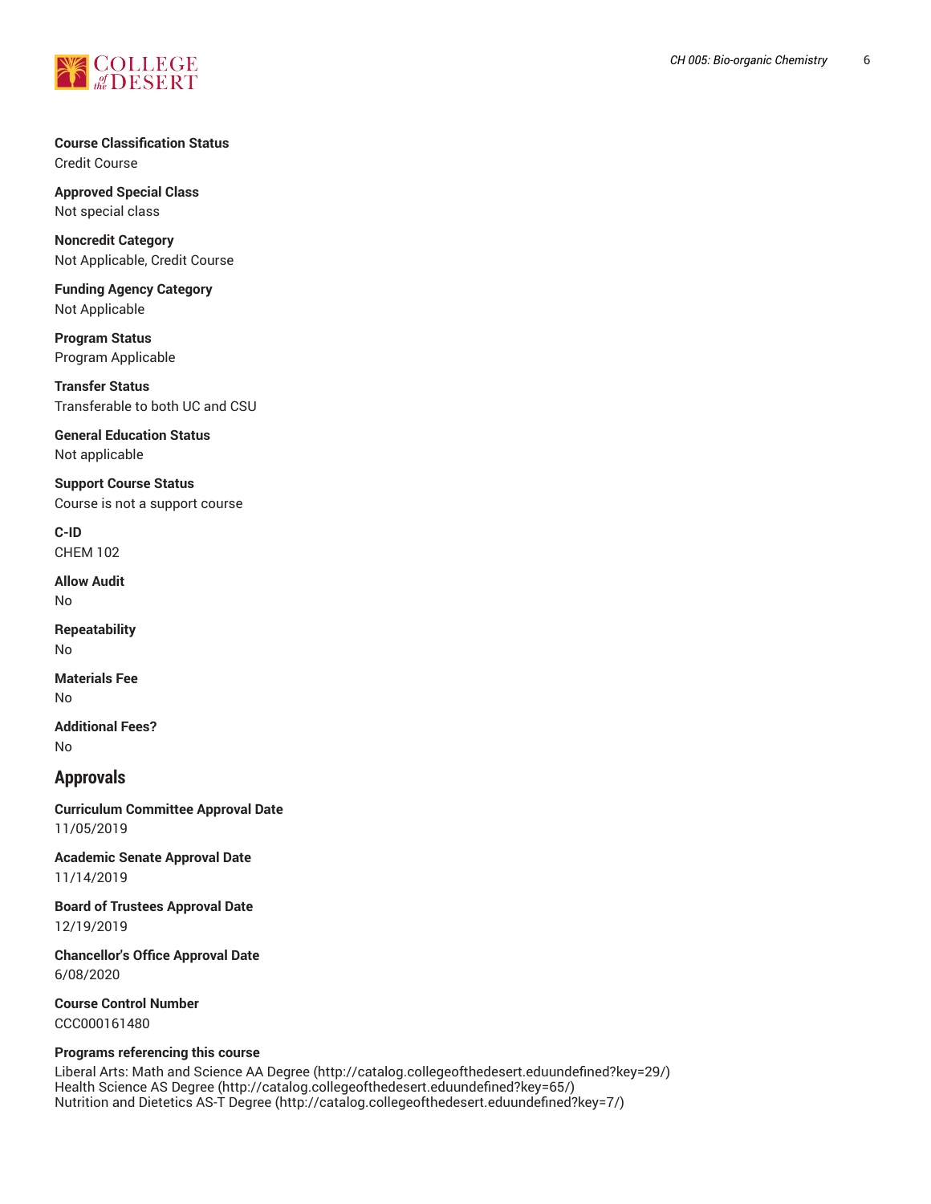**Course Classification Status**
Credit Course

**Approved Special Class**
Not special class

**Noncredit Category**
Not Applicable, Credit Course

**Funding Agency Category**
Not Applicable

**Program Status**
Program Applicable

**Transfer Status**
Transferable to both UC and CSU

**General Education Status**
Not applicable

**Support Course Status**
Course is not a support course

**C-ID**
CHEM 102

**Allow Audit**
No

**Repeatability**
No

**Materials Fee**
No

**Additional Fees?**
No

## Approvals

**Curriculum Committee Approval Date**
11/05/2019

**Academic Senate Approval Date**
11/14/2019

**Board of Trustees Approval Date**
12/19/2019

**Chancellor's Office Approval Date**
6/08/2020

**Course Control Number**
CCC000161480

**Programs referencing this course**
Liberal Arts: Math and Science AA Degree (http://catalog.collegeofthedesert.eduundefined?key=29/)
Health Science AS Degree (http://catalog.collegeofthedesert.eduundefined?key=65/)
Nutrition and Dietetics AS-T Degree (http://catalog.collegeofthedesert.eduundefined?key=7/)